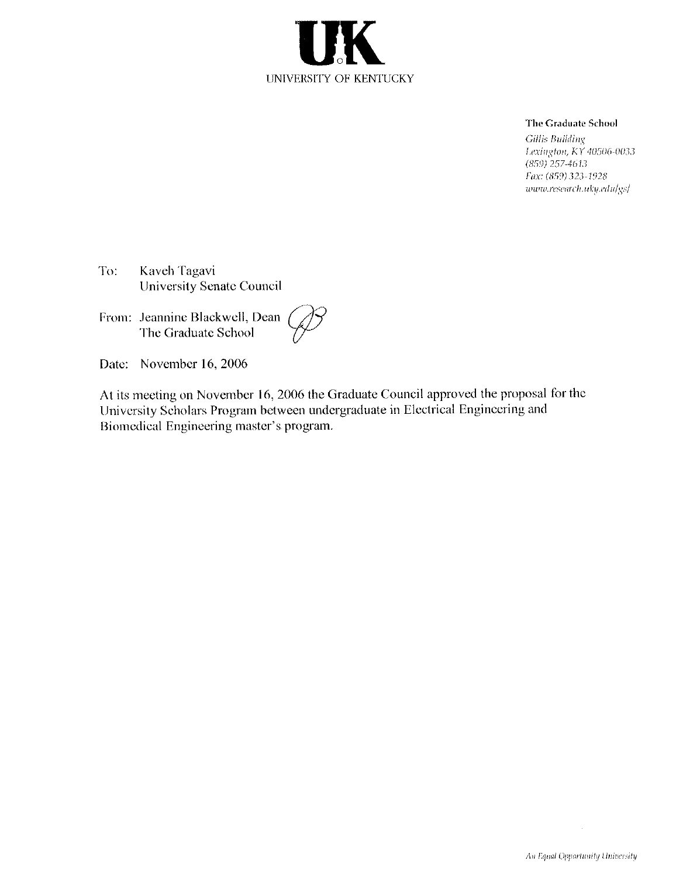**UK**

UNIVERSITY OF KENTUCKY

**The Graduate School**

*Gillis Building*
*Lexington, KY 40506-0033*
*(859) 257-4613*
*Fax: (859) 323-1928*
*www.research.uky.edu/gs/*

To: Kaveh Tagavi
University Senate Council

From: Jeannine Blackwell, Dean
The Graduate School

Date: November 16, 2006

At its meeting on November 16, 2006 the Graduate Council approved the proposal for the University Scholars Program between undergraduate in Electrical Engineering and Biomedical Engineering master's program.

*An Equal Opportunity University*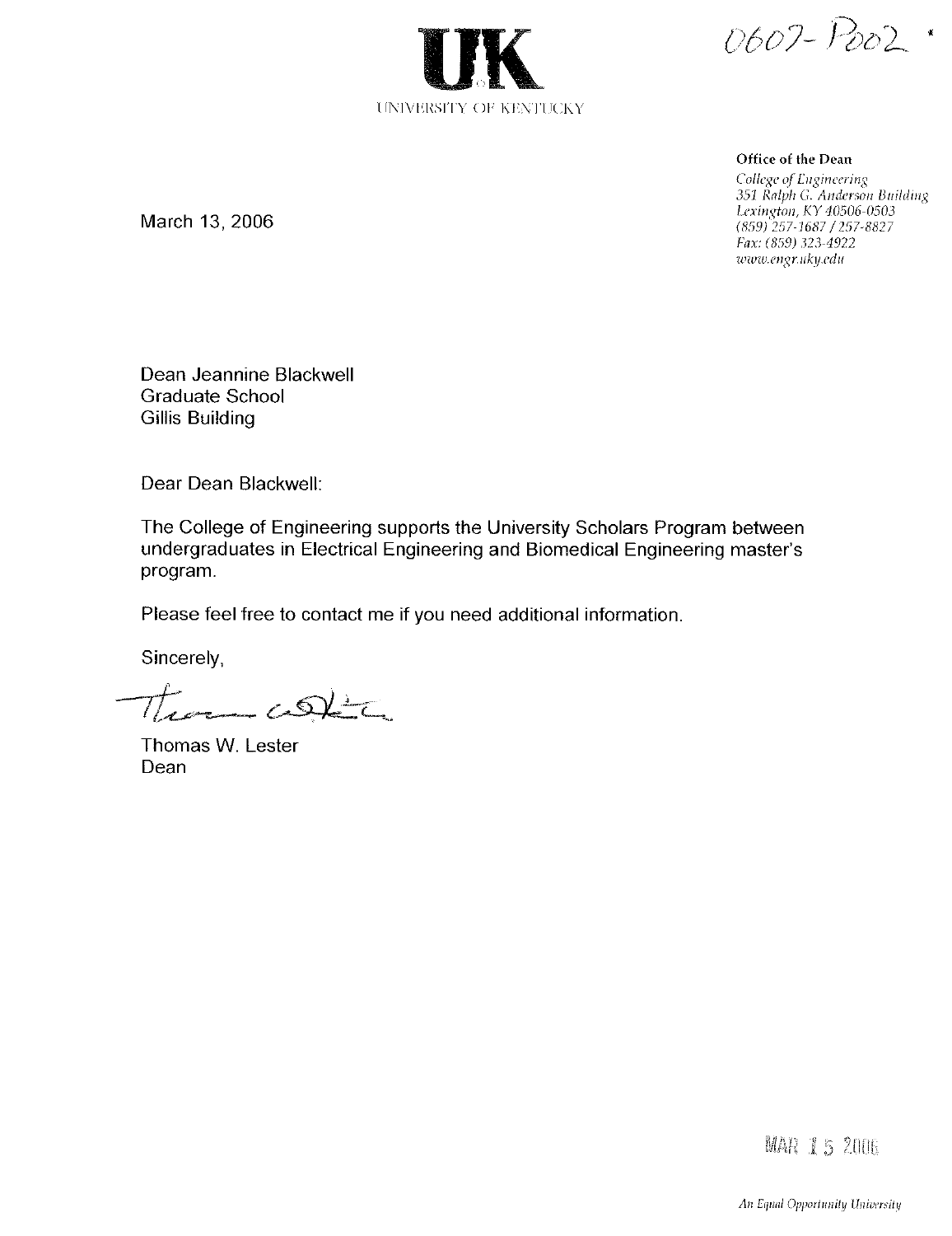0607-P002

**UK**

UNIVERSITY OF KENTUCKY

**Office of the Dean**

*College of Engineering*
*351 Ralph G. Anderson Building*
*Lexington, KY 40506-0503*
*(859) 257-1687 / 257-8827*
*Fax: (859) 323-4922*
*www.engr.uky.edu*

March 13, 2006

Dean Jeannine Blackwell
Graduate School
Gillis Building

Dear Dean Blackwell:

The College of Engineering supports the University Scholars Program between undergraduates in Electrical Engineering and Biomedical Engineering master's program.

Please feel free to contact me if you need additional information.

Sincerely,

Thomas W. Lester
Dean

MAR 15 2006

*An Equal Opportunity University*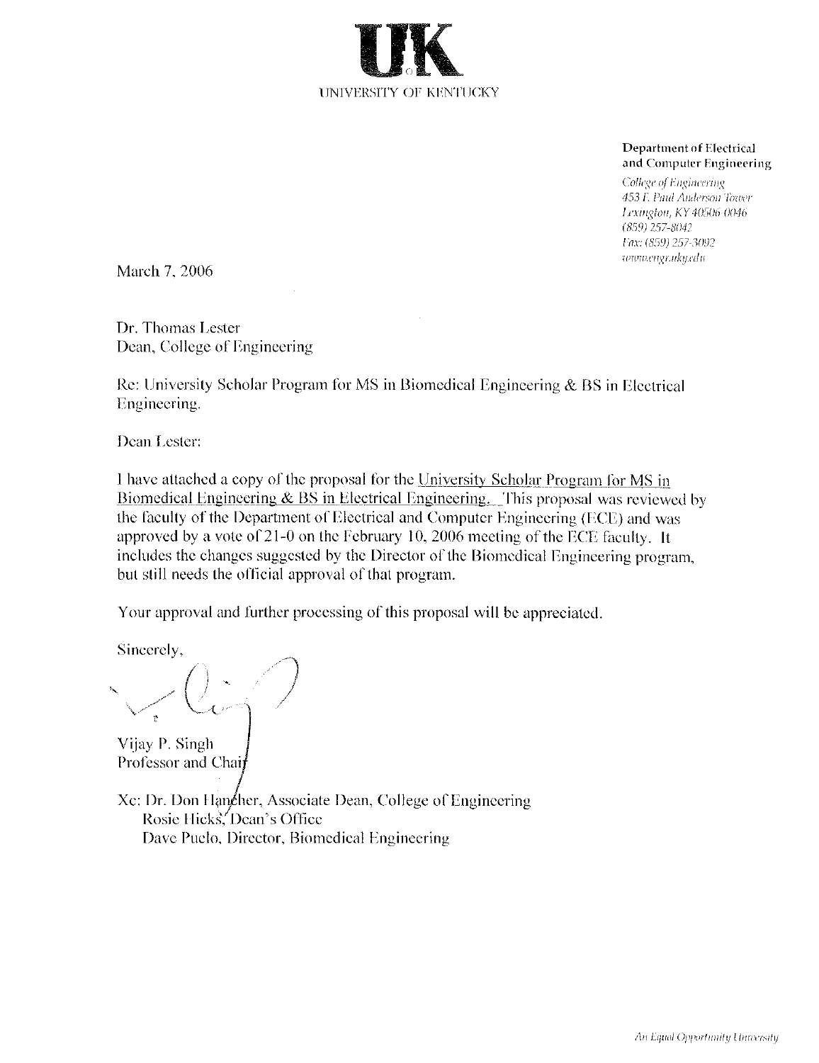UK
UNIVERSITY OF KENTUCKY

**Department of Electrical and Computer Engineering**

*College of Engineering*
*453 F. Paul Anderson Tower*
*Lexington, KY 40506-0046*
*(859) 257-8042*
*Fax: (859) 257-3092*
*www.engr.uky.edu*

March 7, 2006

Dr. Thomas Lester
Dean, College of Engineering

Re: University Scholar Program for MS in Biomedical Engineering & BS in Electrical Engineering.

Dean Lester:

I have attached a copy of the proposal for the University Scholar Program for MS in Biomedical Engineering & BS in Electrical Engineering. This proposal was reviewed by the faculty of the Department of Electrical and Computer Engineering (ECE) and was approved by a vote of 21-0 on the February 10, 2006 meeting of the ECE faculty. It includes the changes suggested by the Director of the Biomedical Engineering program, but still needs the official approval of that program.

Your approval and further processing of this proposal will be appreciated.

Sincerely,

Vijay P. Singh
Professor and Chair

Xc: Dr. Don Hancher, Associate Dean, College of Engineering
Rosie Hicks, Dean's Office
Dave Puelo, Director, Biomedical Engineering

*An Equal Opportunity University*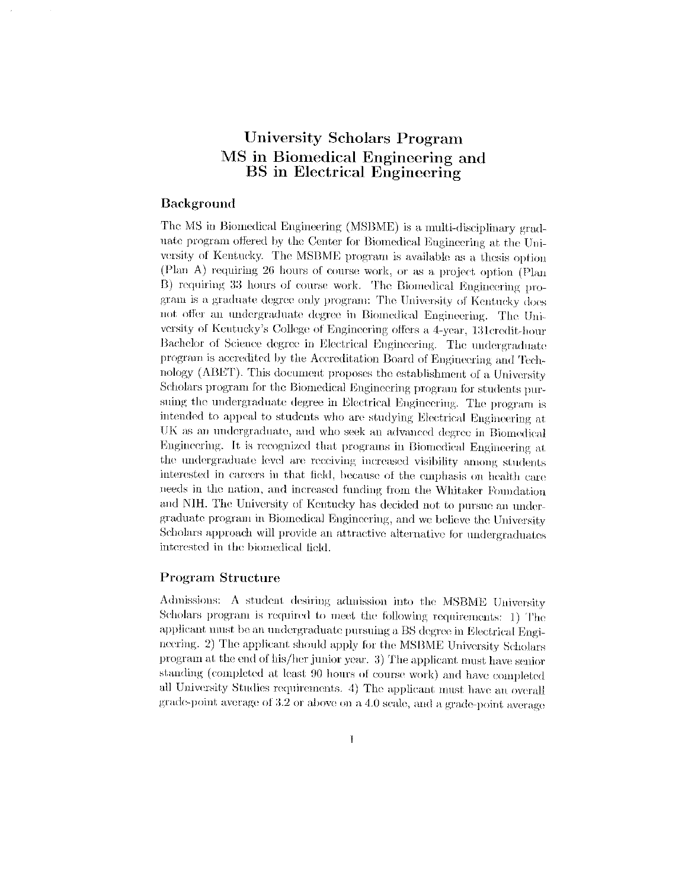# University Scholars Program
# MS in Biomedical Engineering and BS in Electrical Engineering

## Background

The MS in Biomedical Engineering (MSBME) is a multi-disciplinary graduate program offered by the Center for Biomedical Engineering at the University of Kentucky. The MSBME program is available as a thesis option (Plan A) requiring 26 hours of course work, or as a project option (Plan B) requiring 33 hours of course work. The Biomedical Engineering program is a graduate degree only program: The University of Kentucky does not offer an undergraduate degree in Biomedical Engineering. The University of Kentucky's College of Engineering offers a 4-year, 131credit-hour Bachelor of Science degree in Electrical Engineering. The undergraduate program is accredited by the Accreditation Board of Engineering and Technology (ABET). This document proposes the establishment of a University Scholars program for the Biomedical Engineering program for students pursuing the undergraduate degree in Electrical Engineering. The program is intended to appeal to students who are studying Electrical Engineering at UK as an undergraduate, and who seek an advanced degree in Biomedical Engineering. It is recognized that programs in Biomedical Engineering at the undergraduate level are receiving increased visibility among students interested in careers in that field, because of the emphasis on health care needs in the nation, and increased funding from the Whitaker Foundation and NIH. The University of Kentucky has decided not to pursue an undergraduate program in Biomedical Engineering, and we believe the University Scholars approach will provide an attractive alternative for undergraduates interested in the biomedical field.

## Program Structure

Admissions: A student desiring admission into the MSBME University Scholars program is required to meet the following requirements: 1) The applicant must be an undergraduate pursuing a BS degree in Electrical Engineering. 2) The applicant should apply for the MSBME University Scholars program at the end of his/her junior year. 3) The applicant must have senior standing (completed at least 90 hours of course work) and have completed all University Studies requirements. 4) The applicant must have an overall grade-point average of 3.2 or above on a 4.0 scale, and a grade-point average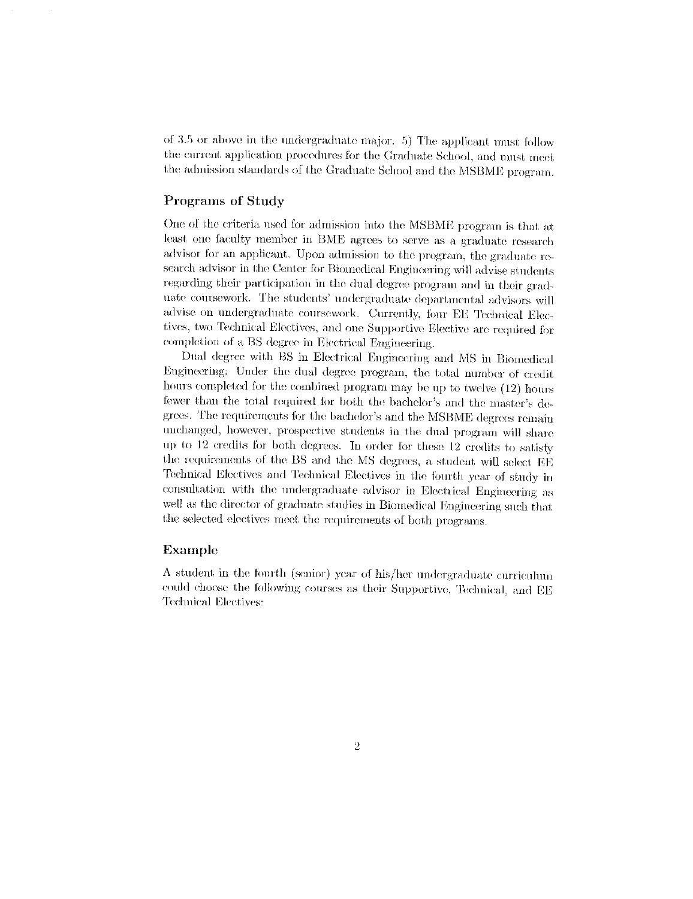of 3.5 or above in the undergraduate major. 5) The applicant must follow the current application procedures for the Graduate School, and must meet the admission standards of the Graduate School and the MSBME program.

## Programs of Study

One of the criteria used for admission into the MSBME program is that at least one faculty member in BME agrees to serve as a graduate research advisor for an applicant. Upon admission to the program, the graduate research advisor in the Center for Biomedical Engineering will advise students regarding their participation in the dual degree program and in their graduate coursework. The students' undergraduate departmental advisors will advise on undergraduate coursework. Currently, four EE Technical Electives, two Technical Electives, and one Supportive Elective are required for completion of a BS degree in Electrical Engineering.

Dual degree with BS in Electrical Engineering and MS in Biomedical Engineering: Under the dual degree program, the total number of credit hours completed for the combined program may be up to twelve (12) hours fewer than the total required for both the bachelor's and the master's degrees. The requirements for the bachelor's and the MSBME degrees remain unchanged, however, prospective students in the dual program will share up to 12 credits for both degrees. In order for these 12 credits to satisfy the requirements of the BS and the MS degrees, a student will select EE Technical Electives and Technical Electives in the fourth year of study in consultation with the undergraduate advisor in Electrical Engineering as well as the director of graduate studies in Biomedical Engineering such that the selected electives meet the requirements of both programs.

## Example

A student in the fourth (senior) year of his/her undergraduate curriculum could choose the following courses as their Supportive, Technical, and EE Technical Electives: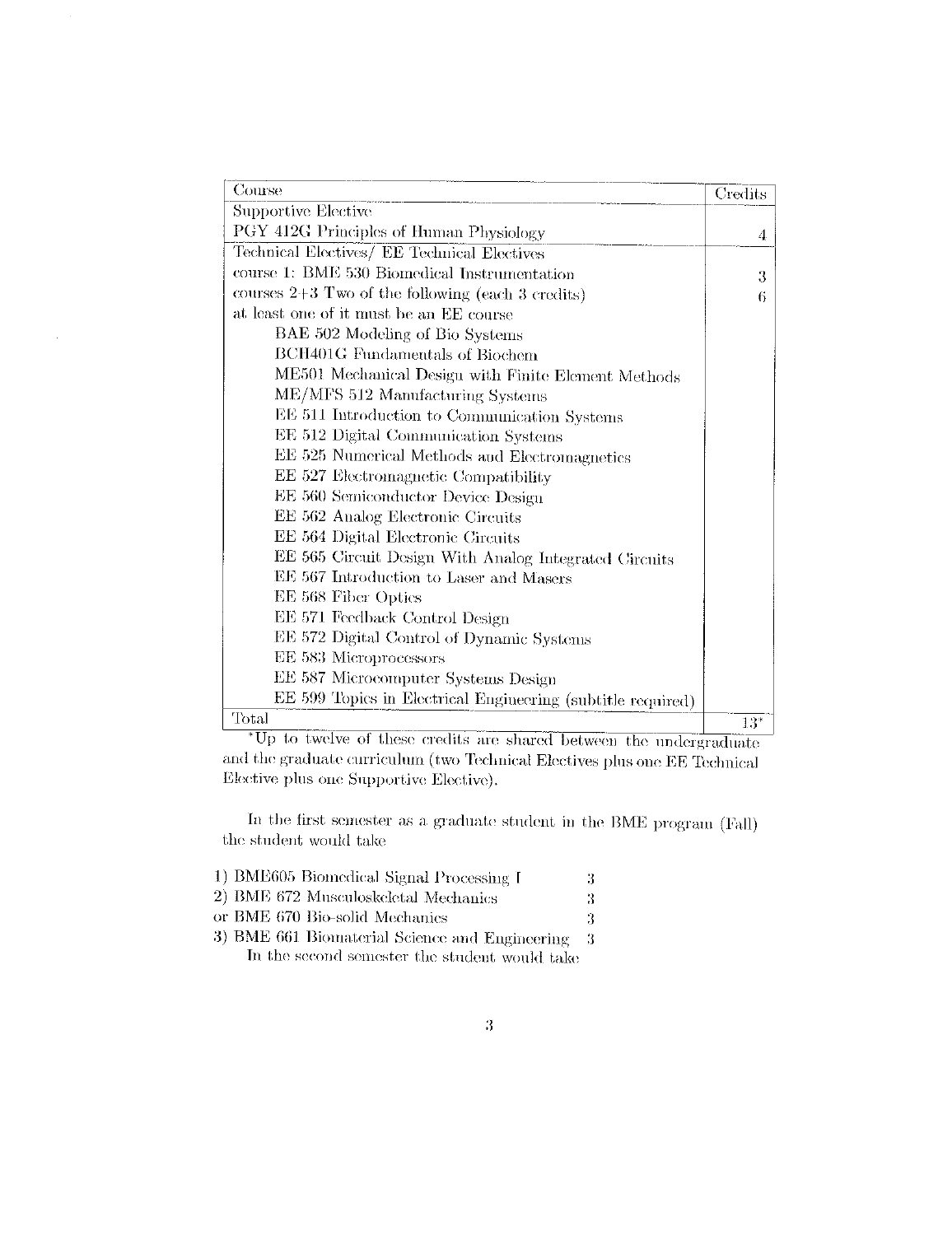| Course | Credits |
|---|---|
| Supportive Elective | |
| PGY 412G Principles of Human Physiology | 4 |
| Technical Electives/ EE Technical Electives | |
| course 1: BME 530 Biomedical Instrumentation | 3 |
| courses 2+3 Two of the following (each 3 credits) | 6 |
| at least one of it must be an EE course | |
| BAE 502 Modeling of Bio Systems | |
| BCH401G Fundamentals of Biochem | |
| ME501 Mechanical Design with Finite Element Methods | |
| ME/MFS 512 Manufacturing Systems | |
| EE 511 Introduction to Communication Systems | |
| EE 512 Digital Communication Systems | |
| EE 525 Numerical Methods and Electromagnetics | |
| EE 527 Electromagnetic Compatibility | |
| EE 560 Semiconductor Device Design | |
| EE 562 Analog Electronic Circuits | |
| EE 564 Digital Electronic Circuits | |
| EE 565 Circuit Design With Analog Integrated Circuits | |
| EE 567 Introduction to Laser and Masers | |
| EE 568 Fiber Optics | |
| EE 571 Feedback Control Design | |
| EE 572 Digital Control of Dynamic Systems | |
| EE 583 Microprocessors | |
| EE 587 Microcomputer Systems Design | |
| EE 599 Topics in Electrical Engineering (subtitle required) | |
| Total | 13* |

*Up to twelve of these credits are shared between the undergraduate and the graduate curriculum (two Technical Electives plus one EE Technical Elective plus one Supportive Elective).

In the first semester as a graduate student in the BME program (Fall) the student would take

1) BME605 Biomedical Signal Processing I    3
2) BME 672 Musculoskeletal Mechanics    3
or BME 670 Bio-solid Mechanics    3
3) BME 661 Biomaterial Science and Engineering    3

In the second semester the student would take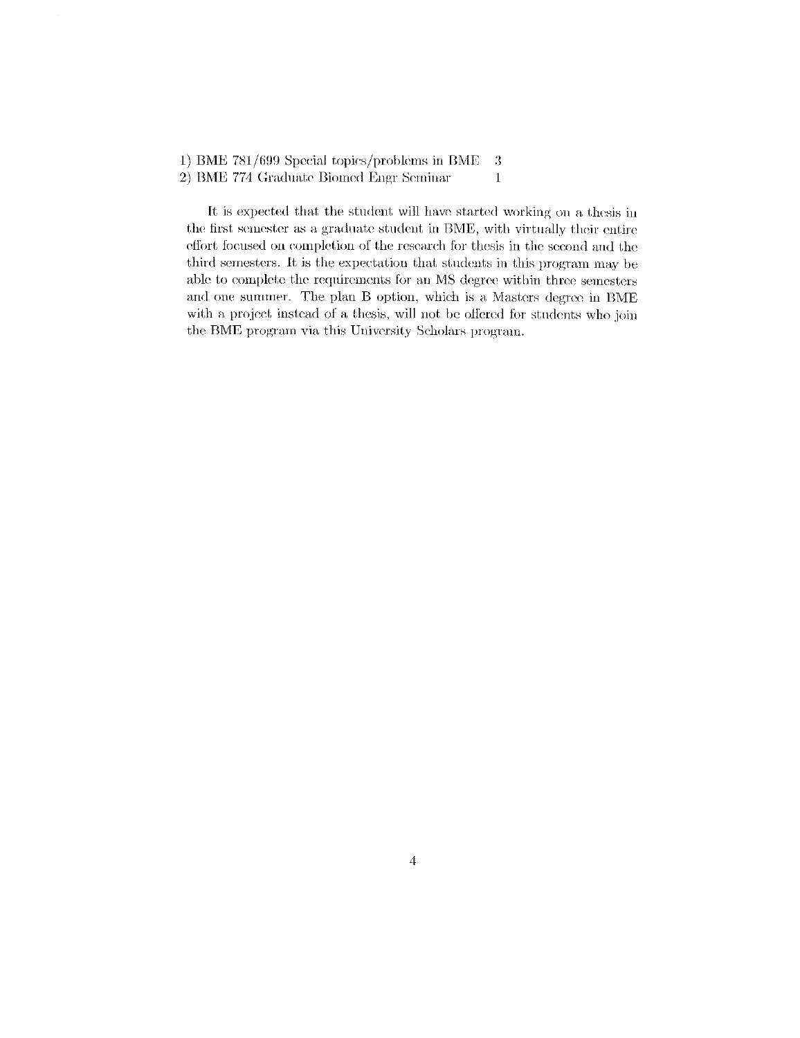1) BME 781/699 Special topics/problems in BME 3
2) BME 774 Graduate Biomed Engr Seminar 1

It is expected that the student will have started working on a thesis in the first semester as a graduate student in BME, with virtually their entire effort focused on completion of the research for thesis in the second and the third semesters. It is the expectation that students in this program may be able to complete the requirements for an MS degree within three semesters and one summer. The plan B option, which is a Masters degree in BME with a project instead of a thesis, will not be offered for students who join the BME program via this University Scholars program.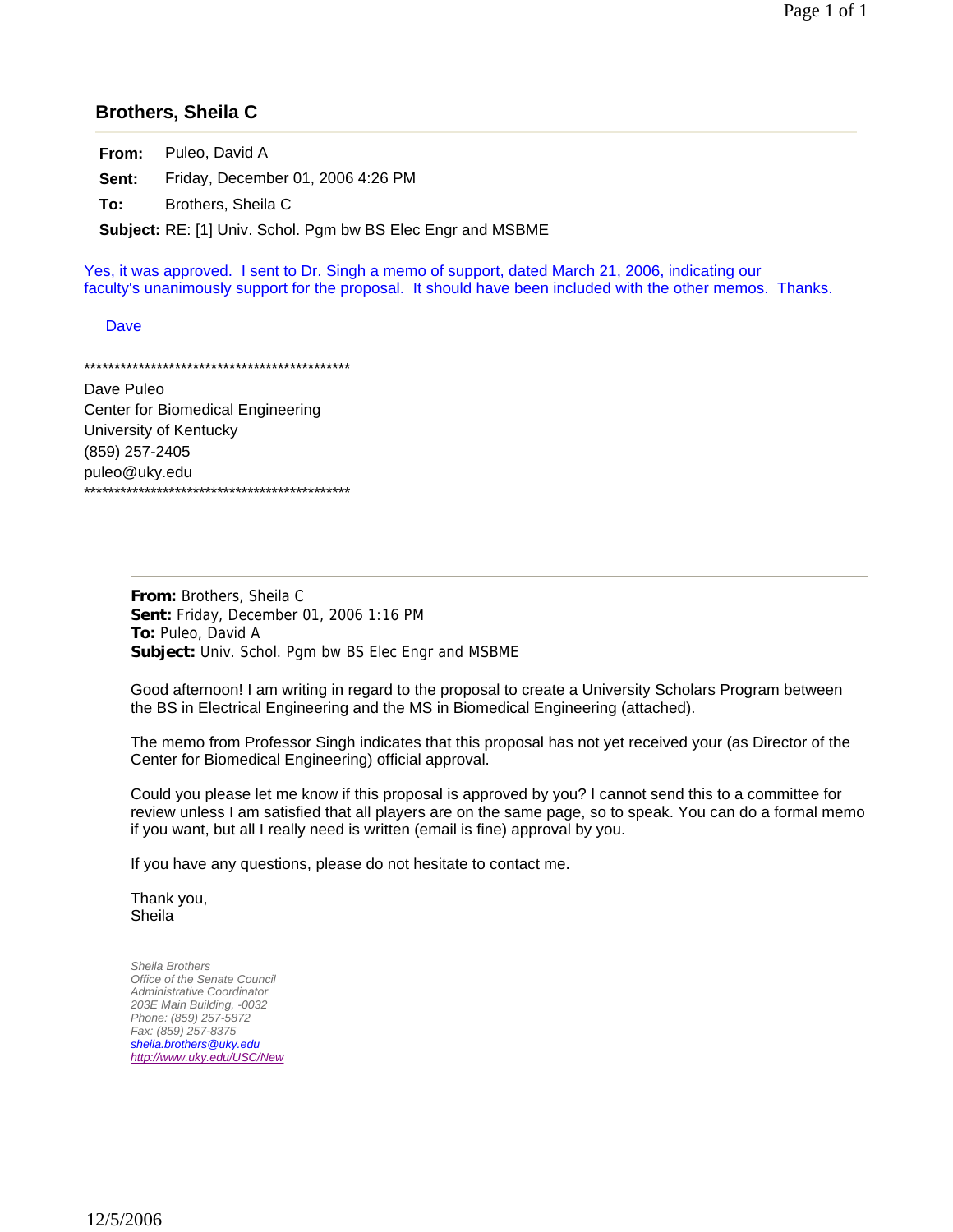## Brothers, Sheila C

**From:** Puleo, David A

**Sent:** Friday, December 01, 2006 4:26 PM

**To:** Brothers, Sheila C

**Subject:** RE: [1] Univ. Schol. Pgm bw BS Elec Engr and MSBME

Yes, it was approved. I sent to Dr. Singh a memo of support, dated March 21, 2006, indicating our faculty's unanimously support for the proposal. It should have been included with the other memos. Thanks.

Dave

**********************************************

Dave Puleo
Center for Biomedical Engineering
University of Kentucky
(859) 257-2405
puleo@uky.edu

**********************************************

---

**From:** Brothers, Sheila C
**Sent:** Friday, December 01, 2006 1:16 PM
**To:** Puleo, David A
**Subject:** Univ. Schol. Pgm bw BS Elec Engr and MSBME

Good afternoon! I am writing in regard to the proposal to create a University Scholars Program between the BS in Electrical Engineering and the MS in Biomedical Engineering (attached).

The memo from Professor Singh indicates that this proposal has not yet received your (as Director of the Center for Biomedical Engineering) official approval.

Could you please let me know if this proposal is approved by you? I cannot send this to a committee for review unless I am satisfied that all players are on the same page, so to speak. You can do a formal memo if you want, but all I really need is written (email is fine) approval by you.

If you have any questions, please do not hesitate to contact me.

Thank you,
Sheila

*Sheila Brothers*
*Office of the Senate Council*
*Administrative Coordinator*
*203E Main Building, -0032*
*Phone: (859) 257-5872*
*Fax: (859) 257-8375*
*sheila.brothers@uky.edu*
*http://www.uky.edu/USC/New*

12/5/2006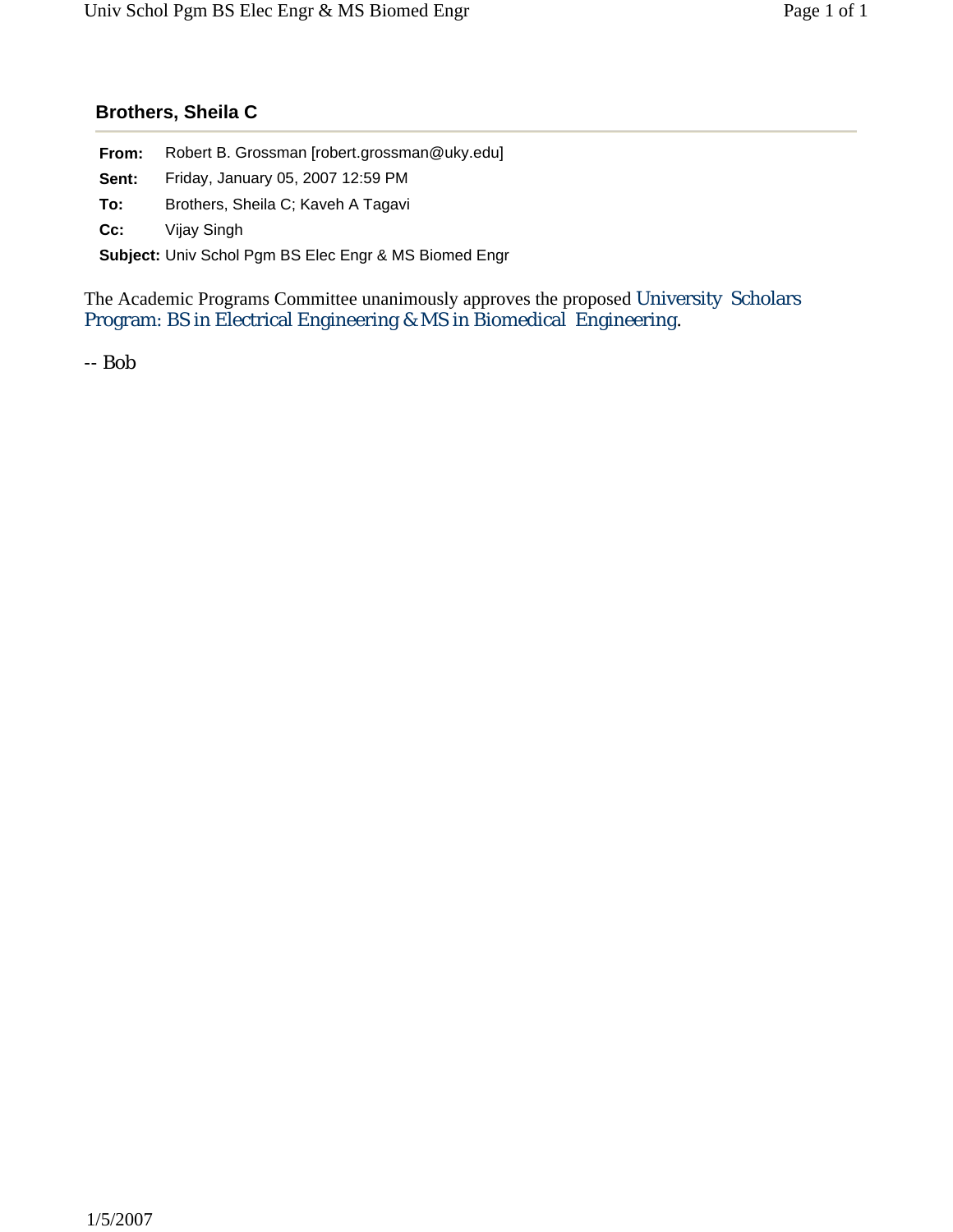## Brothers, Sheila C

| | |
|---|---|
| **From:** | Robert B. Grossman [robert.grossman@uky.edu] |
| **Sent:** | Friday, January 05, 2007 12:59 PM |
| **To:** | Brothers, Sheila C; Kaveh A Tagavi |
| **Cc:** | Vijay Singh |
| **Subject:** | Univ Schol Pgm BS Elec Engr & MS Biomed Engr |

The Academic Programs Committee unanimously approves the proposed University Scholars Program: BS in Electrical Engineering & MS in Biomedical Engineering.

-- Bob